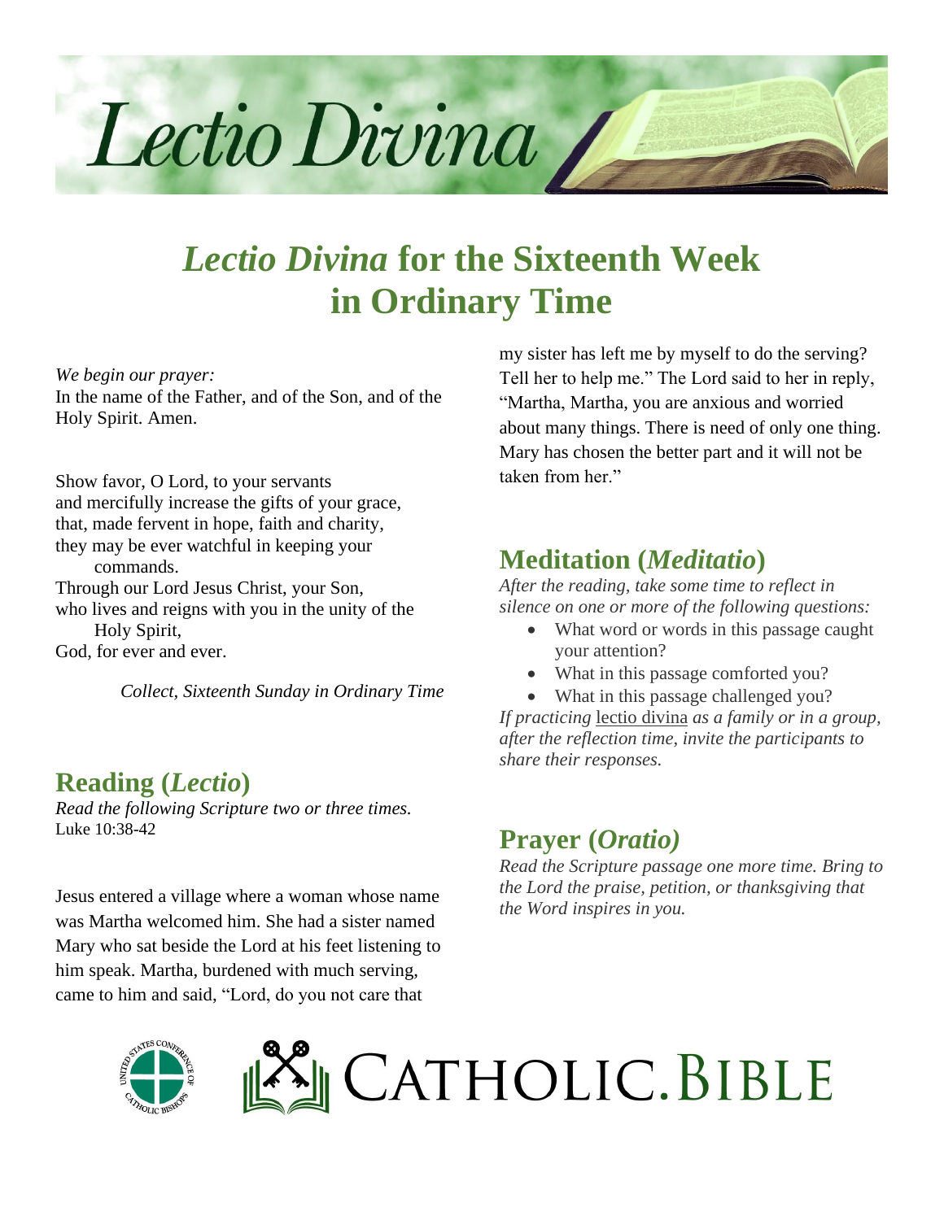# *Lectio Divina* for the Sixteenth Week in Ordinary Time

*We begin our prayer:*
In the name of the Father, and of the Son, and of the Holy Spirit. Amen.

Show favor, O Lord, to your servants
and mercifully increase the gifts of your grace,
that, made fervent in hope, faith and charity,
they may be ever watchful in keeping your commands.
Through our Lord Jesus Christ, your Son,
who lives and reigns with you in the unity of the Holy Spirit,
God, for ever and ever.

*Collect, Sixteenth Sunday in Ordinary Time*

## Reading (*Lectio*)

*Read the following Scripture two or three times.*
Luke 10:38-42

Jesus entered a village where a woman whose name was Martha welcomed him. She had a sister named Mary who sat beside the Lord at his feet listening to him speak. Martha, burdened with much serving, came to him and said, "Lord, do you not care that my sister has left me by myself to do the serving? Tell her to help me." The Lord said to her in reply, "Martha, Martha, you are anxious and worried about many things. There is need of only one thing. Mary has chosen the better part and it will not be taken from her."

## Meditation (*Meditatio*)

*After the reading, take some time to reflect in silence on one or more of the following questions:*

- What word or words in this passage caught your attention?
- What in this passage comforted you?
- What in this passage challenged you?

*If practicing* lectio divina *as a family or in a group, after the reflection time, invite the participants to share their responses.*

## Prayer (*Oratio*)

*Read the Scripture passage one more time. Bring to the Lord the praise, petition, or thanksgiving that the Word inspires in you.*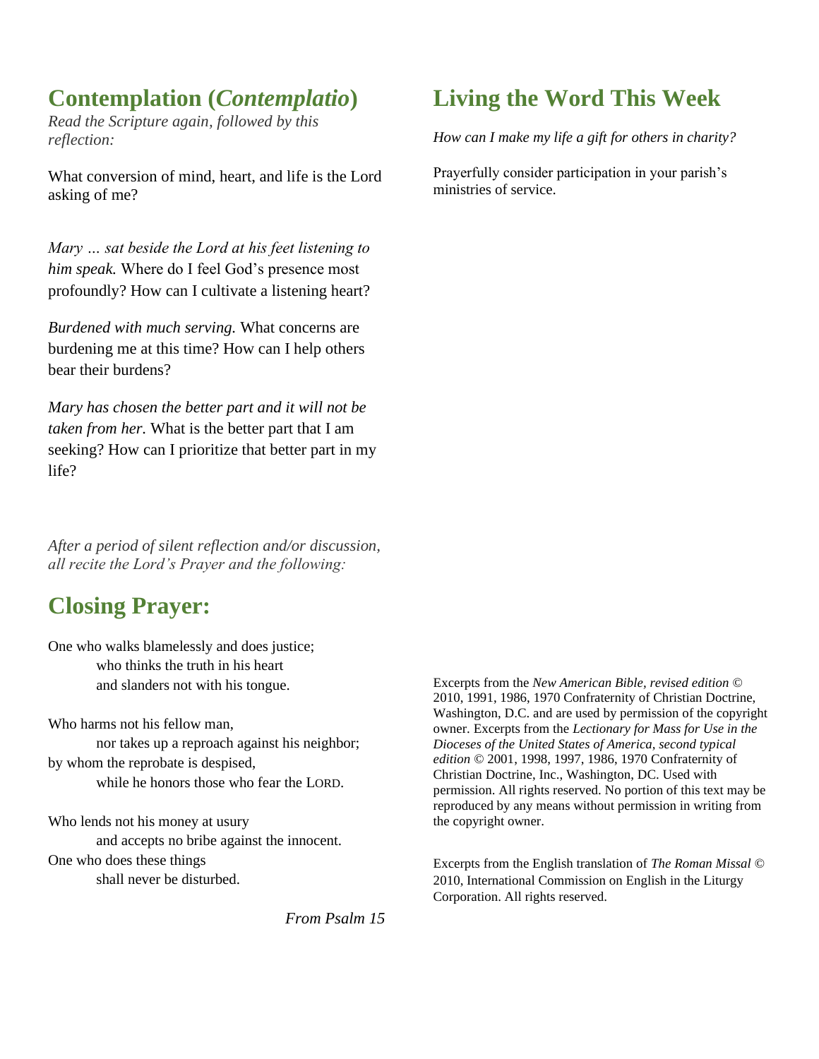## Contemplation (*Contemplatio*)

*Read the Scripture again, followed by this reflection:*

What conversion of mind, heart, and life is the Lord asking of me?

*Mary … sat beside the Lord at his feet listening to him speak.* Where do I feel God's presence most profoundly? How can I cultivate a listening heart?

*Burdened with much serving.* What concerns are burdening me at this time? How can I help others bear their burdens?

*Mary has chosen the better part and it will not be taken from her.* What is the better part that I am seeking? How can I prioritize that better part in my life?

*After a period of silent reflection and/or discussion, all recite the Lord's Prayer and the following:*

## Closing Prayer:

One who walks blamelessly and does justice;
    who thinks the truth in his heart
    and slanders not with his tongue.

Who harms not his fellow man,
    nor takes up a reproach against his neighbor;
by whom the reprobate is despised,
    while he honors those who fear the LORD.

Who lends not his money at usury
    and accepts no bribe against the innocent.
One who does these things
    shall never be disturbed.

*From Psalm 15*

## Living the Word This Week

*How can I make my life a gift for others in charity?*

Prayerfully consider participation in your parish's ministries of service.

Excerpts from the *New American Bible, revised edition* © 2010, 1991, 1986, 1970 Confraternity of Christian Doctrine, Washington, D.C. and are used by permission of the copyright owner. Excerpts from the *Lectionary for Mass for Use in the Dioceses of the United States of America, second typical edition* © 2001, 1998, 1997, 1986, 1970 Confraternity of Christian Doctrine, Inc., Washington, DC. Used with permission. All rights reserved. No portion of this text may be reproduced by any means without permission in writing from the copyright owner.

Excerpts from the English translation of *The Roman Missal* © 2010, International Commission on English in the Liturgy Corporation. All rights reserved.